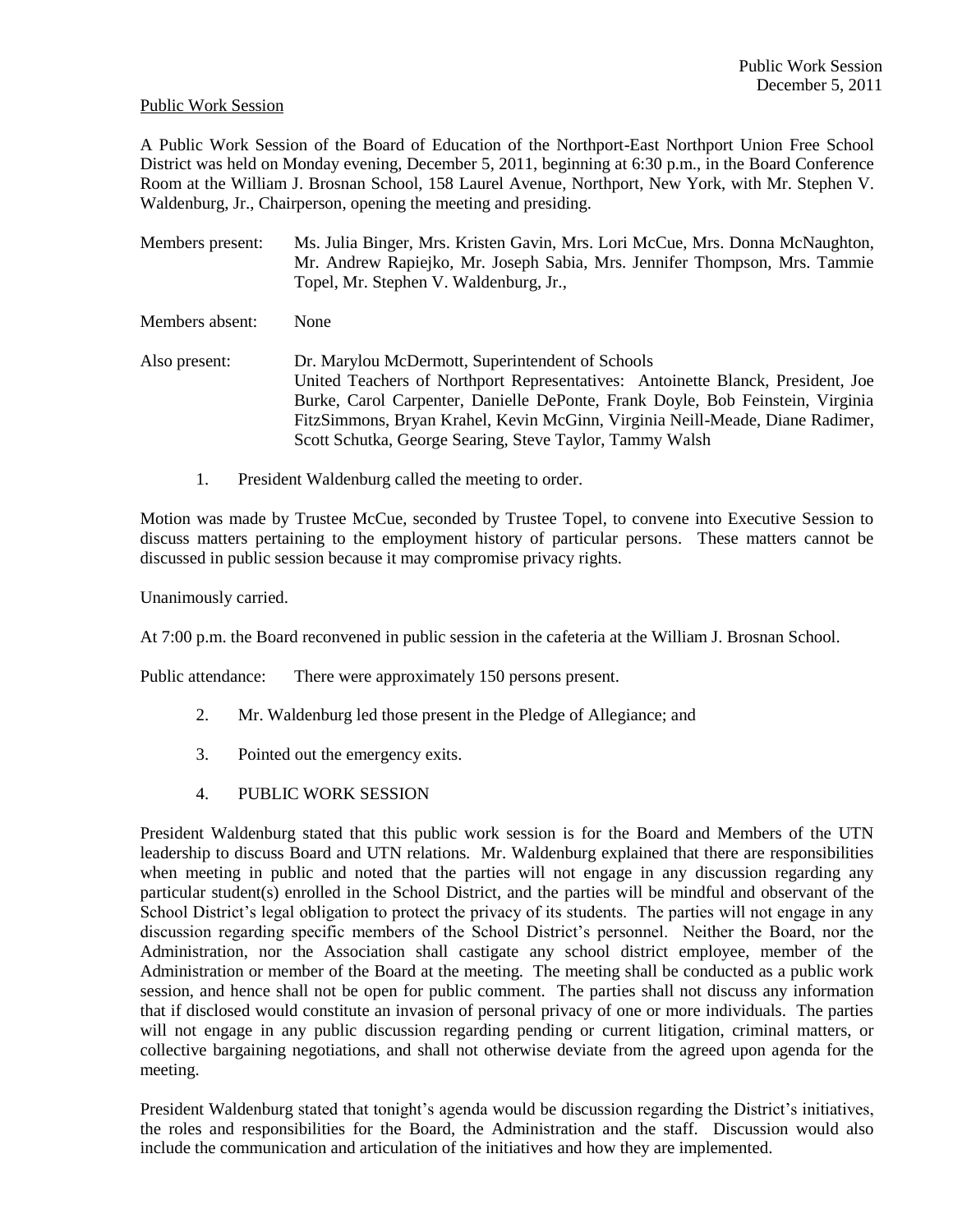Public Work Session

A Public Work Session of the Board of Education of the Northport-East Northport Union Free School District was held on Monday evening, December 5, 2011, beginning at 6:30 p.m., in the Board Conference Room at the William J. Brosnan School, 158 Laurel Avenue, Northport, New York, with Mr. Stephen V. Waldenburg, Jr., Chairperson, opening the meeting and presiding.

Members present: Ms. Julia Binger, Mrs. Kristen Gavin, Mrs. Lori McCue, Mrs. Donna McNaughton, Mr. Andrew Rapiejko, Mr. Joseph Sabia, Mrs. Jennifer Thompson, Mrs. Tammie Topel, Mr. Stephen V. Waldenburg, Jr.,

Members absent: None

Also present: Dr. Marylou McDermott, Superintendent of Schools
United Teachers of Northport Representatives: Antoinette Blanck, President, Joe Burke, Carol Carpenter, Danielle DePonte, Frank Doyle, Bob Feinstein, Virginia FitzSimmons, Bryan Krahel, Kevin McGinn, Virginia Neill-Meade, Diane Radimer, Scott Schutka, George Searing, Steve Taylor, Tammy Walsh

1. President Waldenburg called the meeting to order.

Motion was made by Trustee McCue, seconded by Trustee Topel, to convene into Executive Session to discuss matters pertaining to the employment history of particular persons. These matters cannot be discussed in public session because it may compromise privacy rights.

Unanimously carried.

At 7:00 p.m. the Board reconvened in public session in the cafeteria at the William J. Brosnan School.

Public attendance: There were approximately 150 persons present.

2. Mr. Waldenburg led those present in the Pledge of Allegiance; and

3. Pointed out the emergency exits.

4. PUBLIC WORK SESSION

President Waldenburg stated that this public work session is for the Board and Members of the UTN leadership to discuss Board and UTN relations. Mr. Waldenburg explained that there are responsibilities when meeting in public and noted that the parties will not engage in any discussion regarding any particular student(s) enrolled in the School District, and the parties will be mindful and observant of the School District's legal obligation to protect the privacy of its students. The parties will not engage in any discussion regarding specific members of the School District's personnel. Neither the Board, nor the Administration, nor the Association shall castigate any school district employee, member of the Administration or member of the Board at the meeting. The meeting shall be conducted as a public work session, and hence shall not be open for public comment. The parties shall not discuss any information that if disclosed would constitute an invasion of personal privacy of one or more individuals. The parties will not engage in any public discussion regarding pending or current litigation, criminal matters, or collective bargaining negotiations, and shall not otherwise deviate from the agreed upon agenda for the meeting.

President Waldenburg stated that tonight's agenda would be discussion regarding the District's initiatives, the roles and responsibilities for the Board, the Administration and the staff. Discussion would also include the communication and articulation of the initiatives and how they are implemented.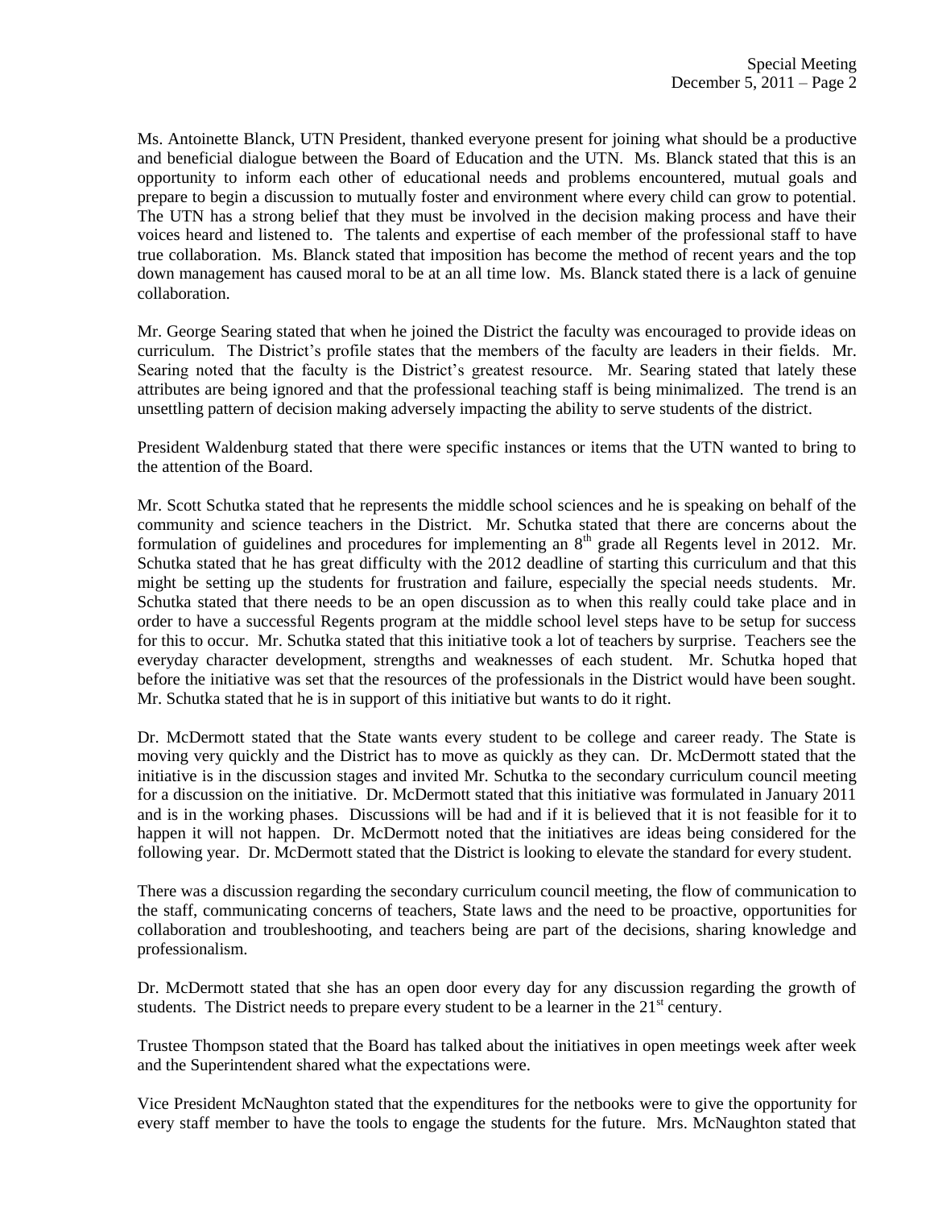Ms. Antoinette Blanck, UTN President, thanked everyone present for joining what should be a productive and beneficial dialogue between the Board of Education and the UTN. Ms. Blanck stated that this is an opportunity to inform each other of educational needs and problems encountered, mutual goals and prepare to begin a discussion to mutually foster and environment where every child can grow to potential. The UTN has a strong belief that they must be involved in the decision making process and have their voices heard and listened to. The talents and expertise of each member of the professional staff to have true collaboration. Ms. Blanck stated that imposition has become the method of recent years and the top down management has caused moral to be at an all time low. Ms. Blanck stated there is a lack of genuine collaboration.

Mr. George Searing stated that when he joined the District the faculty was encouraged to provide ideas on curriculum. The District's profile states that the members of the faculty are leaders in their fields. Mr. Searing noted that the faculty is the District's greatest resource. Mr. Searing stated that lately these attributes are being ignored and that the professional teaching staff is being minimalized. The trend is an unsettling pattern of decision making adversely impacting the ability to serve students of the district.

President Waldenburg stated that there were specific instances or items that the UTN wanted to bring to the attention of the Board.

Mr. Scott Schutka stated that he represents the middle school sciences and he is speaking on behalf of the community and science teachers in the District. Mr. Schutka stated that there are concerns about the formulation of guidelines and procedures for implementing an 8th grade all Regents level in 2012. Mr. Schutka stated that he has great difficulty with the 2012 deadline of starting this curriculum and that this might be setting up the students for frustration and failure, especially the special needs students. Mr. Schutka stated that there needs to be an open discussion as to when this really could take place and in order to have a successful Regents program at the middle school level steps have to be setup for success for this to occur. Mr. Schutka stated that this initiative took a lot of teachers by surprise. Teachers see the everyday character development, strengths and weaknesses of each student. Mr. Schutka hoped that before the initiative was set that the resources of the professionals in the District would have been sought. Mr. Schutka stated that he is in support of this initiative but wants to do it right.

Dr. McDermott stated that the State wants every student to be college and career ready. The State is moving very quickly and the District has to move as quickly as they can. Dr. McDermott stated that the initiative is in the discussion stages and invited Mr. Schutka to the secondary curriculum council meeting for a discussion on the initiative. Dr. McDermott stated that this initiative was formulated in January 2011 and is in the working phases. Discussions will be had and if it is believed that it is not feasible for it to happen it will not happen. Dr. McDermott noted that the initiatives are ideas being considered for the following year. Dr. McDermott stated that the District is looking to elevate the standard for every student.

There was a discussion regarding the secondary curriculum council meeting, the flow of communication to the staff, communicating concerns of teachers, State laws and the need to be proactive, opportunities for collaboration and troubleshooting, and teachers being are part of the decisions, sharing knowledge and professionalism.

Dr. McDermott stated that she has an open door every day for any discussion regarding the growth of students. The District needs to prepare every student to be a learner in the 21st century.

Trustee Thompson stated that the Board has talked about the initiatives in open meetings week after week and the Superintendent shared what the expectations were.

Vice President McNaughton stated that the expenditures for the netbooks were to give the opportunity for every staff member to have the tools to engage the students for the future. Mrs. McNaughton stated that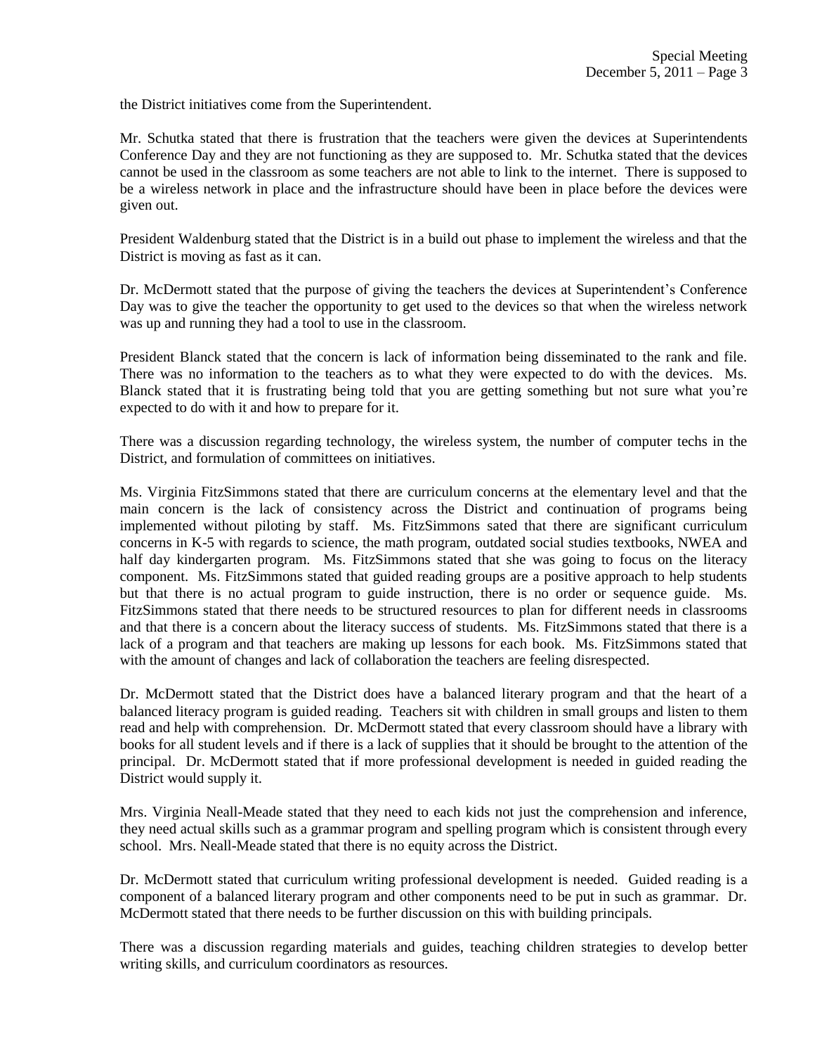the District initiatives come from the Superintendent.

Mr. Schutka stated that there is frustration that the teachers were given the devices at Superintendents Conference Day and they are not functioning as they are supposed to. Mr. Schutka stated that the devices cannot be used in the classroom as some teachers are not able to link to the internet. There is supposed to be a wireless network in place and the infrastructure should have been in place before the devices were given out.

President Waldenburg stated that the District is in a build out phase to implement the wireless and that the District is moving as fast as it can.

Dr. McDermott stated that the purpose of giving the teachers the devices at Superintendent's Conference Day was to give the teacher the opportunity to get used to the devices so that when the wireless network was up and running they had a tool to use in the classroom.

President Blanck stated that the concern is lack of information being disseminated to the rank and file. There was no information to the teachers as to what they were expected to do with the devices. Ms. Blanck stated that it is frustrating being told that you are getting something but not sure what you're expected to do with it and how to prepare for it.

There was a discussion regarding technology, the wireless system, the number of computer techs in the District, and formulation of committees on initiatives.

Ms. Virginia FitzSimmons stated that there are curriculum concerns at the elementary level and that the main concern is the lack of consistency across the District and continuation of programs being implemented without piloting by staff. Ms. FitzSimmons sated that there are significant curriculum concerns in K-5 with regards to science, the math program, outdated social studies textbooks, NWEA and half day kindergarten program. Ms. FitzSimmons stated that she was going to focus on the literacy component. Ms. FitzSimmons stated that guided reading groups are a positive approach to help students but that there is no actual program to guide instruction, there is no order or sequence guide. Ms. FitzSimmons stated that there needs to be structured resources to plan for different needs in classrooms and that there is a concern about the literacy success of students. Ms. FitzSimmons stated that there is a lack of a program and that teachers are making up lessons for each book. Ms. FitzSimmons stated that with the amount of changes and lack of collaboration the teachers are feeling disrespected.

Dr. McDermott stated that the District does have a balanced literary program and that the heart of a balanced literacy program is guided reading. Teachers sit with children in small groups and listen to them read and help with comprehension. Dr. McDermott stated that every classroom should have a library with books for all student levels and if there is a lack of supplies that it should be brought to the attention of the principal. Dr. McDermott stated that if more professional development is needed in guided reading the District would supply it.

Mrs. Virginia Neall-Meade stated that they need to each kids not just the comprehension and inference, they need actual skills such as a grammar program and spelling program which is consistent through every school. Mrs. Neall-Meade stated that there is no equity across the District.

Dr. McDermott stated that curriculum writing professional development is needed. Guided reading is a component of a balanced literary program and other components need to be put in such as grammar. Dr. McDermott stated that there needs to be further discussion on this with building principals.

There was a discussion regarding materials and guides, teaching children strategies to develop better writing skills, and curriculum coordinators as resources.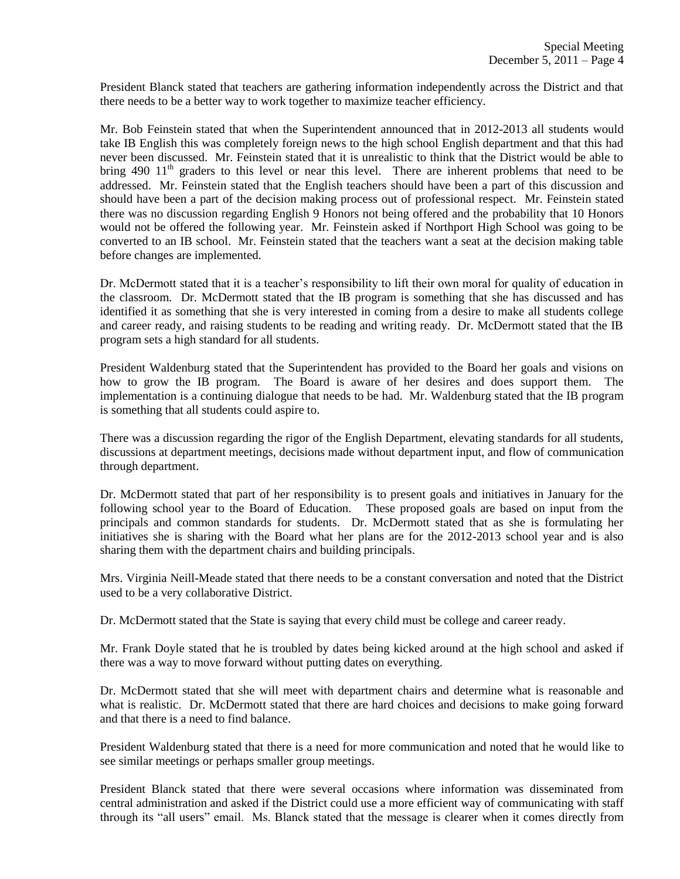President Blanck stated that teachers are gathering information independently across the District and that there needs to be a better way to work together to maximize teacher efficiency.

Mr. Bob Feinstein stated that when the Superintendent announced that in 2012-2013 all students would take IB English this was completely foreign news to the high school English department and that this had never been discussed. Mr. Feinstein stated that it is unrealistic to think that the District would be able to bring 490 11th graders to this level or near this level. There are inherent problems that need to be addressed. Mr. Feinstein stated that the English teachers should have been a part of this discussion and should have been a part of the decision making process out of professional respect. Mr. Feinstein stated there was no discussion regarding English 9 Honors not being offered and the probability that 10 Honors would not be offered the following year. Mr. Feinstein asked if Northport High School was going to be converted to an IB school. Mr. Feinstein stated that the teachers want a seat at the decision making table before changes are implemented.

Dr. McDermott stated that it is a teacher's responsibility to lift their own moral for quality of education in the classroom. Dr. McDermott stated that the IB program is something that she has discussed and has identified it as something that she is very interested in coming from a desire to make all students college and career ready, and raising students to be reading and writing ready. Dr. McDermott stated that the IB program sets a high standard for all students.

President Waldenburg stated that the Superintendent has provided to the Board her goals and visions on how to grow the IB program. The Board is aware of her desires and does support them. The implementation is a continuing dialogue that needs to be had. Mr. Waldenburg stated that the IB program is something that all students could aspire to.

There was a discussion regarding the rigor of the English Department, elevating standards for all students, discussions at department meetings, decisions made without department input, and flow of communication through department.

Dr. McDermott stated that part of her responsibility is to present goals and initiatives in January for the following school year to the Board of Education. These proposed goals are based on input from the principals and common standards for students. Dr. McDermott stated that as she is formulating her initiatives she is sharing with the Board what her plans are for the 2012-2013 school year and is also sharing them with the department chairs and building principals.

Mrs. Virginia Neill-Meade stated that there needs to be a constant conversation and noted that the District used to be a very collaborative District.

Dr. McDermott stated that the State is saying that every child must be college and career ready.

Mr. Frank Doyle stated that he is troubled by dates being kicked around at the high school and asked if there was a way to move forward without putting dates on everything.

Dr. McDermott stated that she will meet with department chairs and determine what is reasonable and what is realistic. Dr. McDermott stated that there are hard choices and decisions to make going forward and that there is a need to find balance.

President Waldenburg stated that there is a need for more communication and noted that he would like to see similar meetings or perhaps smaller group meetings.

President Blanck stated that there were several occasions where information was disseminated from central administration and asked if the District could use a more efficient way of communicating with staff through its "all users" email. Ms. Blanck stated that the message is clearer when it comes directly from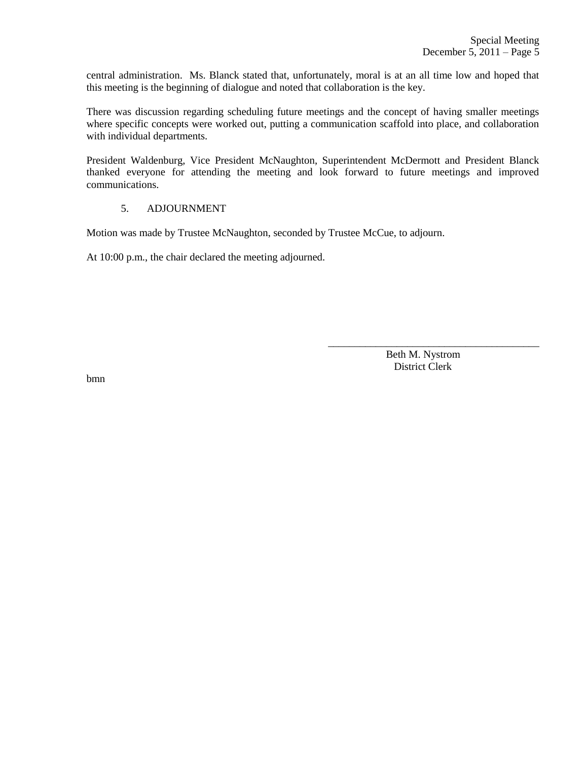central administration. Ms. Blanck stated that, unfortunately, moral is at an all time low and hoped that this meeting is the beginning of dialogue and noted that collaboration is the key.

There was discussion regarding scheduling future meetings and the concept of having smaller meetings where specific concepts were worked out, putting a communication scaffold into place, and collaboration with individual departments.

President Waldenburg, Vice President McNaughton, Superintendent McDermott and President Blanck thanked everyone for attending the meeting and look forward to future meetings and improved communications.

5. ADJOURNMENT

Motion was made by Trustee McNaughton, seconded by Trustee McCue, to adjourn.

At 10:00 p.m., the chair declared the meeting adjourned.

\_\_\_\_\_\_\_\_\_\_\_\_\_\_\_\_\_\_\_\_\_\_\_\_\_\_\_\_\_\_\_\_\_\_\_\_\_\_\_\_

Beth M. Nystrom
District Clerk

bmn